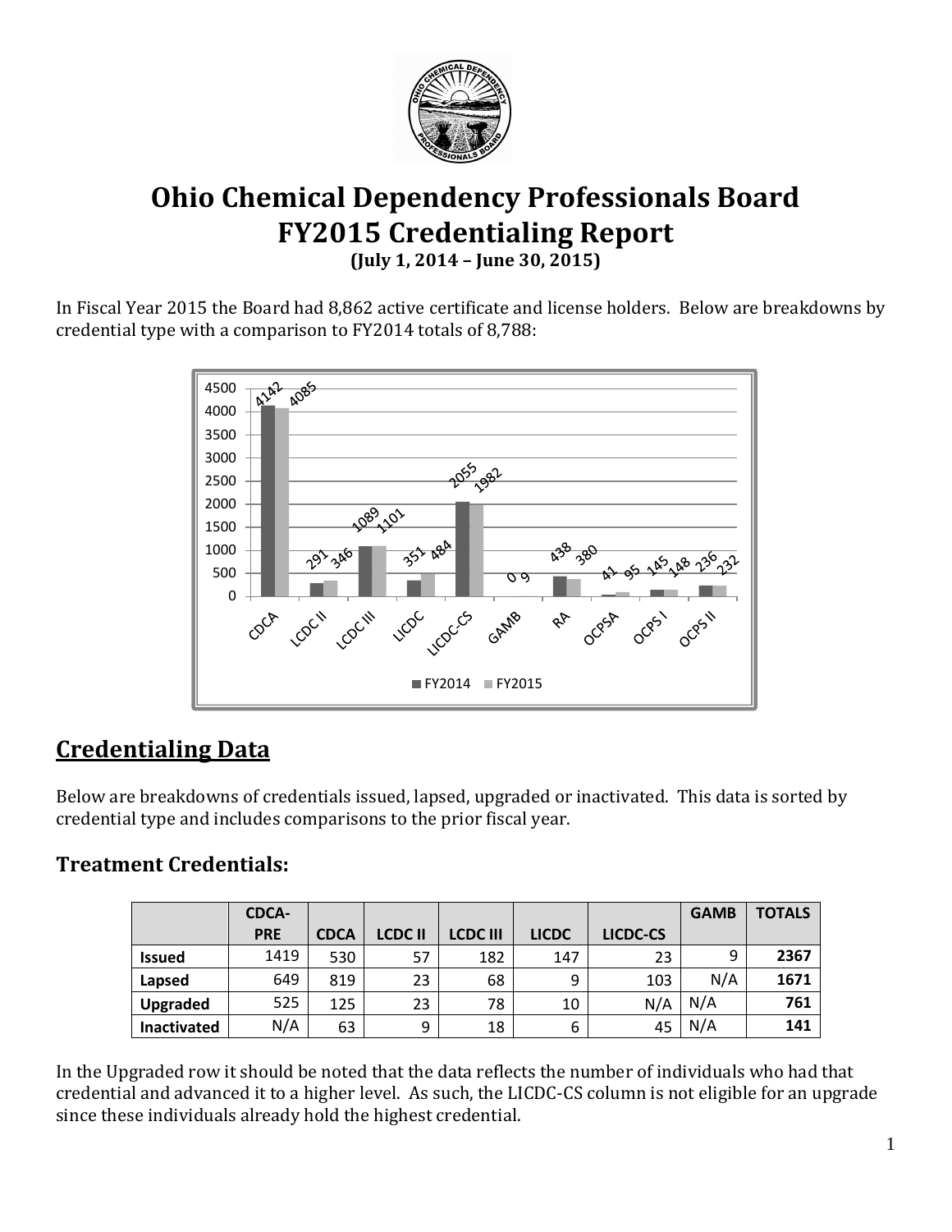# Ohio Chemical Dependency Professionals Board FY2015 Credentialing Report

**(July 1, 2014 – June 30, 2015)**

In Fiscal Year 2015 the Board had 8,862 active certificate and license holders. Below are breakdowns by credential type with a comparison to FY2014 totals of 8,788:

| | CDCA | LCDC II | LCDC III | LICDC | LICDC-CS | GAMB | RA | OCPSA | OCPS I | OCPS II |
|---|---|---|---|---|---|---|---|---|---|---|
| FY2014 | 4142 | 291 | 1089 | 351 | 2055 | 0 | 438 | 41 | 145 | 236 |
| FY2015 | 4085 | 346 | 1101 | 484 | 1982 | 9 | 380 | 95 | 148 | 232 |

## Credentialing Data

Below are breakdowns of credentials issued, lapsed, upgraded or inactivated. This data is sorted by credential type and includes comparisons to the prior fiscal year.

### Treatment Credentials:

| | CDCA-PRE | CDCA | LCDC II | LCDC III | LICDC | LICDC-CS | GAMB | TOTALS |
|---|---|---|---|---|---|---|---|---|
| **Issued** | 1419 | 530 | 57 | 182 | 147 | 23 | 9 | **2367** |
| **Lapsed** | 649 | 819 | 23 | 68 | 9 | 103 | N/A | **1671** |
| **Upgraded** | 525 | 125 | 23 | 78 | 10 | N/A | N/A | **761** |
| **Inactivated** | N/A | 63 | 9 | 18 | 6 | 45 | N/A | **141** |

In the Upgraded row it should be noted that the data reflects the number of individuals who had that credential and advanced it to a higher level. As such, the LICDC-CS column is not eligible for an upgrade since these individuals already hold the highest credential.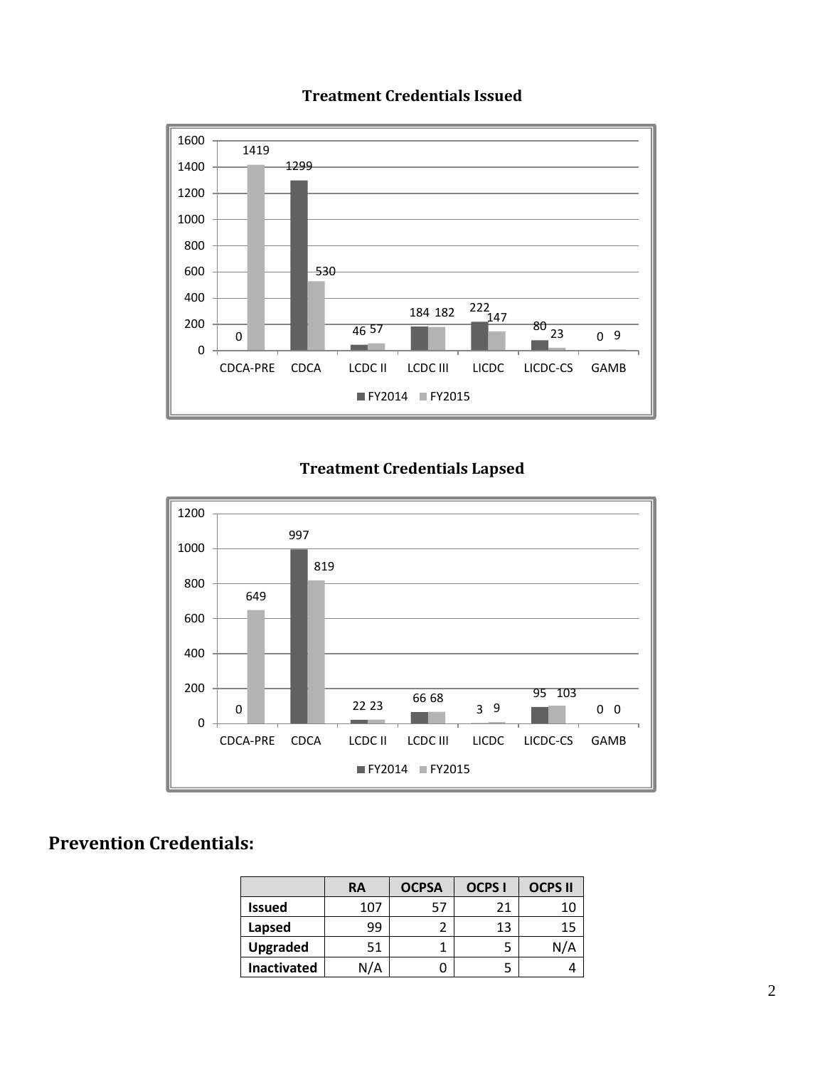### Treatment Credentials Issued

| | CDCA-PRE | CDCA | LCDC II | LCDC III | LICDC | LICDC-CS | GAMB |
|---|---|---|---|---|---|---|---|
| FY2014 | 0 | 1299 | 46 | 184 | 222 | 80 | 0 |
| FY2015 | 1419 | 530 | 57 | 182 | 147 | 23 | 9 |

### Treatment Credentials Lapsed

| | CDCA-PRE | CDCA | LCDC II | LCDC III | LICDC | LICDC-CS | GAMB |
|---|---|---|---|---|---|---|---|
| FY2014 | 0 | 997 | 22 | 66 | 3 | 95 | 0 |
| FY2015 | 649 | 819 | 23 | 68 | 9 | 103 | 0 |

## Prevention Credentials:

| | RA | OCPSA | OCPS I | OCPS II |
|---|---|---|---|---|
| **Issued** | 107 | 57 | 21 | 10 |
| **Lapsed** | 99 | 2 | 13 | 15 |
| **Upgraded** | 51 | 1 | 5 | N/A |
| **Inactivated** | N/A | 0 | 5 | 4 |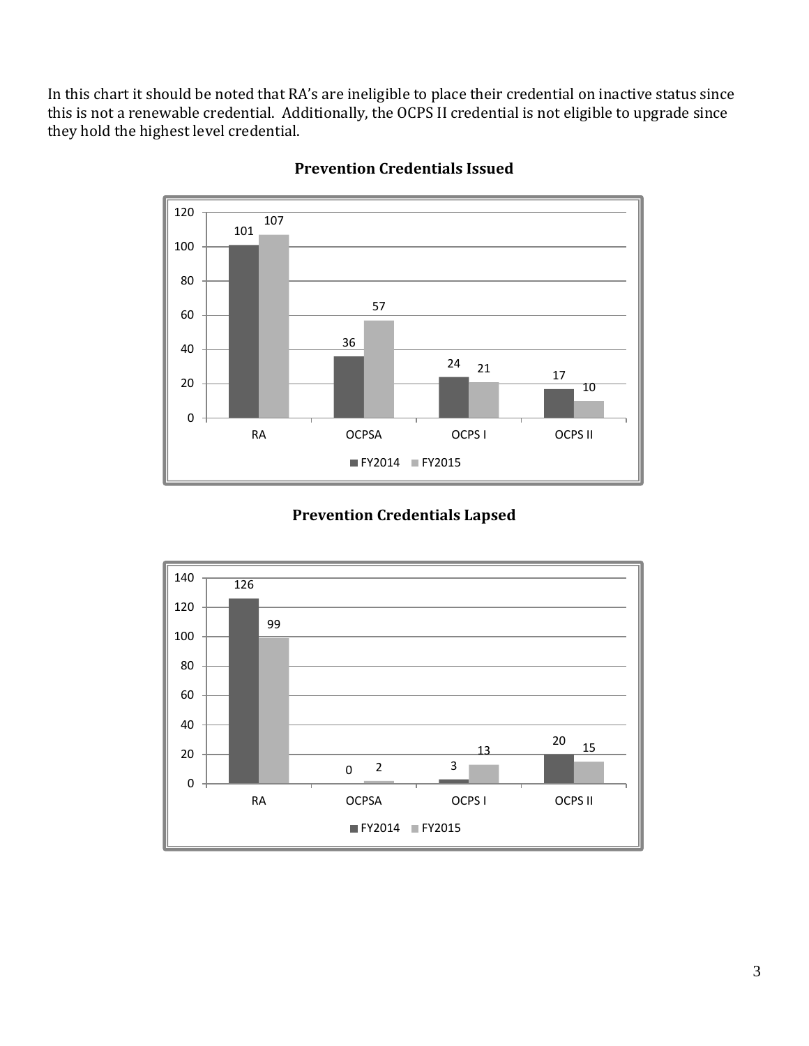In this chart it should be noted that RA's are ineligible to place their credential on inactive status since this is not a renewable credential. Additionally, the OCPS II credential is not eligible to upgrade since they hold the highest level credential.

### Prevention Credentials Issued

| | RA | OCPSA | OCPS I | OCPS II |
|---|---|---|---|---|
| FY2014 | 101 | 36 | 24 | 17 |
| FY2015 | 107 | 57 | 21 | 10 |

### Prevention Credentials Lapsed

| | RA | OCPSA | OCPS I | OCPS II |
|---|---|---|---|---|
| FY2014 | 126 | 0 | 3 | 20 |
| FY2015 | 99 | 2 | 13 | 15 |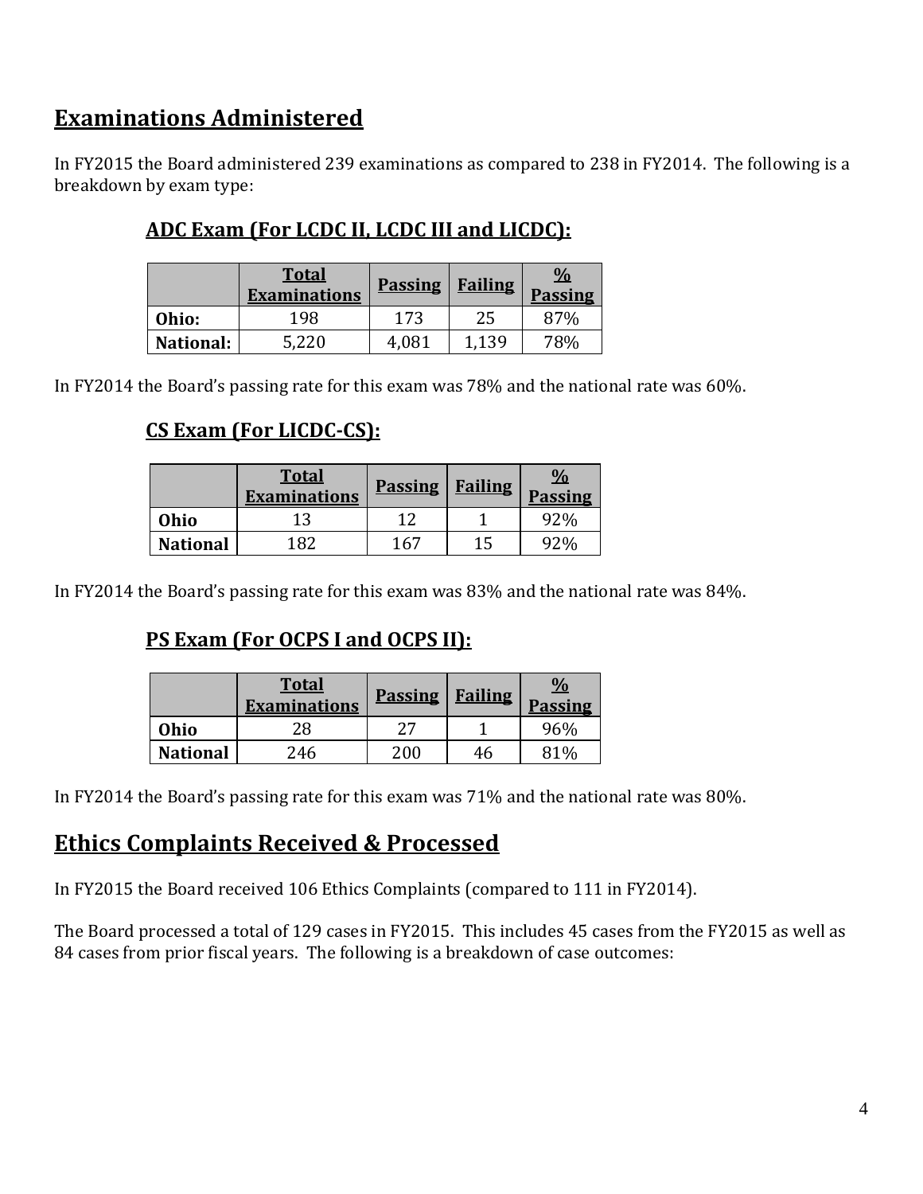## Examinations Administered

In FY2015 the Board administered 239 examinations as compared to 238 in FY2014. The following is a breakdown by exam type:

### ADC Exam (For LCDC II, LCDC III and LICDC):

| | Total Examinations | Passing | Failing | % Passing |
|---|---|---|---|---|
| **Ohio:** | 198 | 173 | 25 | 87% |
| **National:** | 5,220 | 4,081 | 1,139 | 78% |

In FY2014 the Board's passing rate for this exam was 78% and the national rate was 60%.

### CS Exam (For LICDC-CS):

| | Total Examinations | Passing | Failing | % Passing |
|---|---|---|---|---|
| **Ohio** | 13 | 12 | 1 | 92% |
| **National** | 182 | 167 | 15 | 92% |

In FY2014 the Board's passing rate for this exam was 83% and the national rate was 84%.

### PS Exam (For OCPS I and OCPS II):

| | Total Examinations | Passing | Failing | % Passing |
|---|---|---|---|---|
| **Ohio** | 28 | 27 | 1 | 96% |
| **National** | 246 | 200 | 46 | 81% |

In FY2014 the Board's passing rate for this exam was 71% and the national rate was 80%.

## Ethics Complaints Received & Processed

In FY2015 the Board received 106 Ethics Complaints (compared to 111 in FY2014).

The Board processed a total of 129 cases in FY2015. This includes 45 cases from the FY2015 as well as 84 cases from prior fiscal years. The following is a breakdown of case outcomes: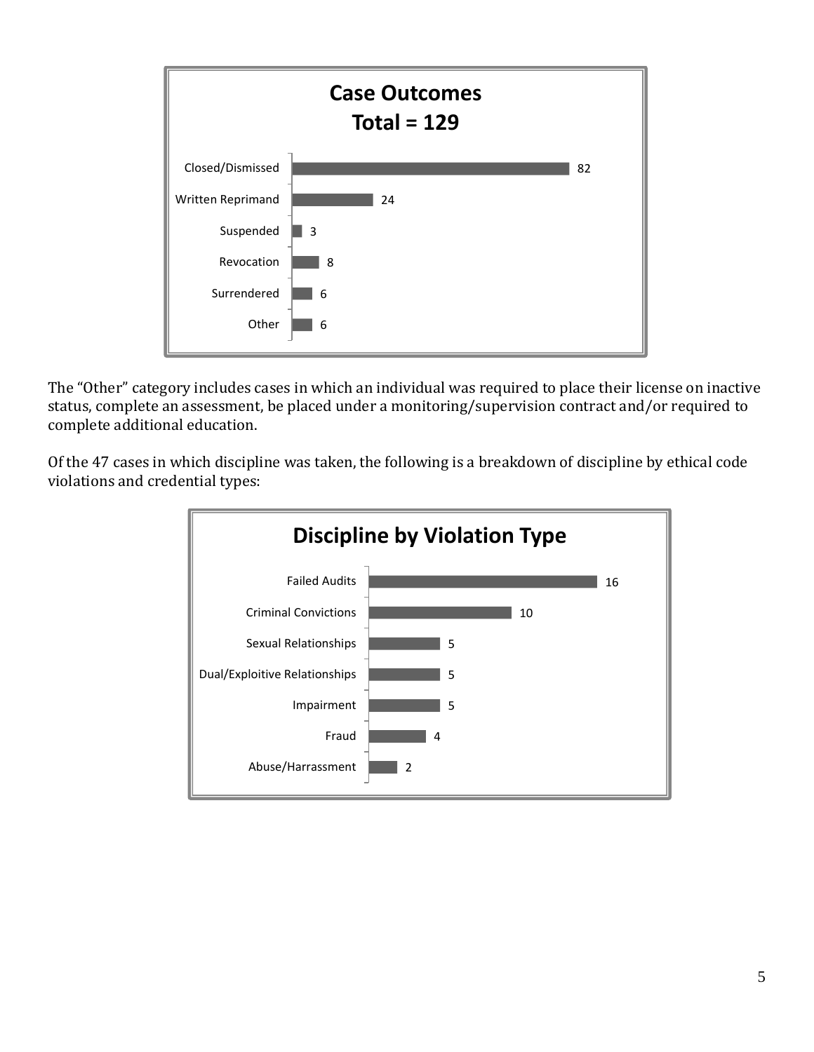**Case Outcomes**
**Total = 129**

| Outcome | Count |
|---|---|
| Closed/Dismissed | 82 |
| Written Reprimand | 24 |
| Suspended | 3 |
| Revocation | 8 |
| Surrendered | 6 |
| Other | 6 |

The "Other" category includes cases in which an individual was required to place their license on inactive status, complete an assessment, be placed under a monitoring/supervision contract and/or required to complete additional education.

Of the 47 cases in which discipline was taken, the following is a breakdown of discipline by ethical code violations and credential types:

**Discipline by Violation Type**

| Violation Type | Count |
|---|---|
| Failed Audits | 16 |
| Criminal Convictions | 10 |
| Sexual Relationships | 5 |
| Dual/Exploitive Relationships | 5 |
| Impairment | 5 |
| Fraud | 4 |
| Abuse/Harrassment | 2 |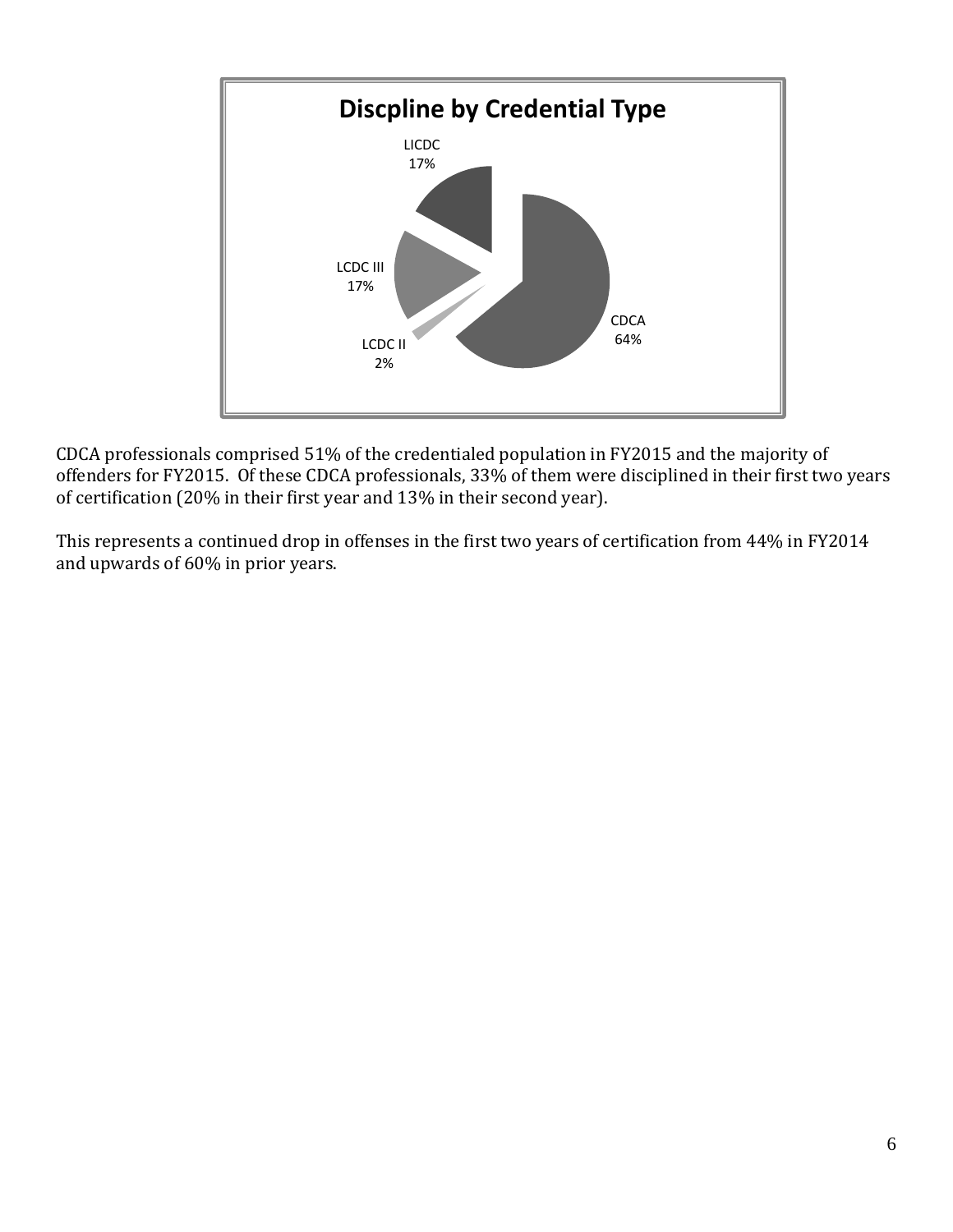**Discpline by Credential Type**

LICDC
17%

LCDC III
17%

LCDC II
2%

CDCA
64%

CDCA professionals comprised 51% of the credentialed population in FY2015 and the majority of offenders for FY2015. Of these CDCA professionals, 33% of them were disciplined in their first two years of certification (20% in their first year and 13% in their second year).

This represents a continued drop in offenses in the first two years of certification from 44% in FY2014 and upwards of 60% in prior years.